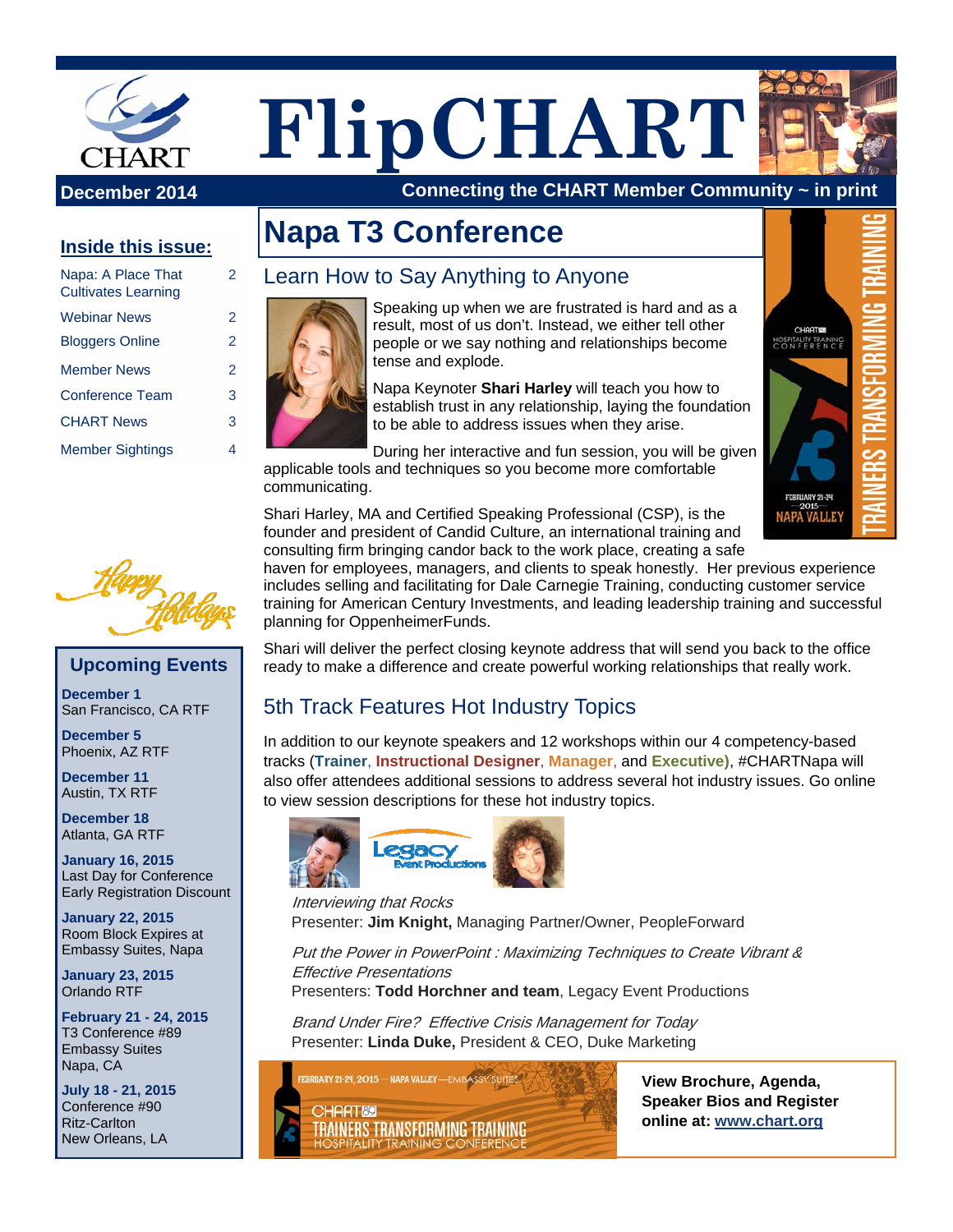# FlipCHART

**December 2014** — Connecting the CHART Member Community ~ in print

## Inside this issue:

| | |
|---|---|
| Napa: A Place That Cultivates Learning | 2 |
| Webinar News | 2 |
| Bloggers Online | 2 |
| Member News | 2 |
| Conference Team | 3 |
| CHART News | 3 |
| Member Sightings | 4 |

Happy Holidays

## Upcoming Events

**December 1**
San Francisco, CA RTF

**December 5**
Phoenix, AZ RTF

**December 11**
Austin, TX RTF

**December 18**
Atlanta, GA RTF

**January 16, 2015**
Last Day for Conference Early Registration Discount

**January 22, 2015**
Room Block Expires at Embassy Suites, Napa

**January 23, 2015**
Orlando RTF

**February 21 - 24, 2015**
T3 Conference #89
Embassy Suites
Napa, CA

**July 18 - 21, 2015**
Conference #90
Ritz-Carlton
New Orleans, LA

# Napa T3 Conference

## Learn How to Say Anything to Anyone

Speaking up when we are frustrated is hard and as a result, most of us don't. Instead, we either tell other people or we say nothing and relationships become tense and explode.

Napa Keynoter **Shari Harley** will teach you how to establish trust in any relationship, laying the foundation to be able to address issues when they arise.

During her interactive and fun session, you will be given applicable tools and techniques so you become more comfortable communicating.

Shari Harley, MA and Certified Speaking Professional (CSP), is the founder and president of Candid Culture, an international training and consulting firm bringing candor back to the work place, creating a safe haven for employees, managers, and clients to speak honestly. Her previous experience includes selling and facilitating for Dale Carnegie Training, conducting customer service training for American Century Investments, and leading leadership training and successful planning for OppenheimerFunds.

Shari will deliver the perfect closing keynote address that will send you back to the office ready to make a difference and create powerful working relationships that really work.

## 5th Track Features Hot Industry Topics

In addition to our keynote speakers and 12 workshops within our 4 competency-based tracks (**Trainer**, **Instructional Designer**, **Manager**, and **Executive**), #CHARTNapa will also offer attendees additional sessions to address several hot industry issues. Go online to view session descriptions for these hot industry topics.

*Interviewing that Rocks*
Presenter: **Jim Knight,** Managing Partner/Owner, PeopleForward

*Put the Power in PowerPoint : Maximizing Techniques to Create Vibrant & Effective Presentations*
Presenters: **Todd Horchner and team**, Legacy Event Productions

*Brand Under Fire? Effective Crisis Management for Today*
Presenter: **Linda Duke,** President & CEO, Duke Marketing

**View Brochure, Agenda, Speaker Bios and Register online at: www.chart.org**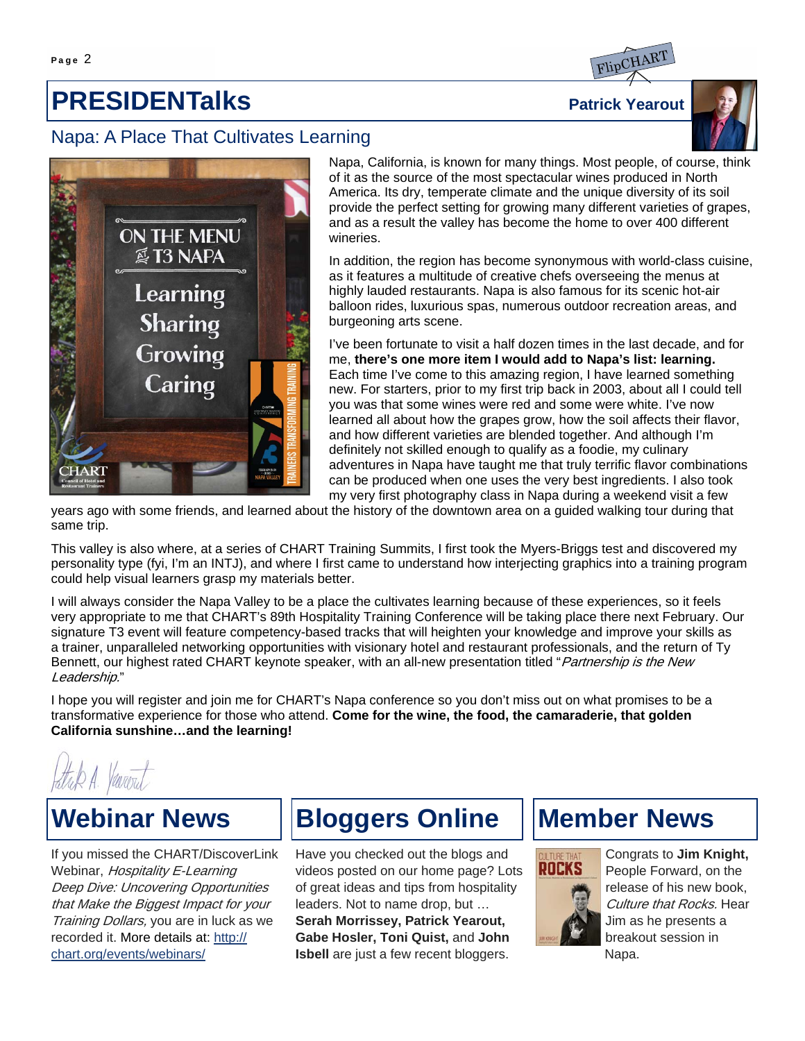# PRESIDENTalks

**Patrick Yearout**

## Napa: A Place That Cultivates Learning

Napa, California, is known for many things. Most people, of course, think of it as the source of the most spectacular wines produced in North America. Its dry, temperate climate and the unique diversity of its soil provide the perfect setting for growing many different varieties of grapes, and as a result the valley has become the home to over 400 different wineries.

In addition, the region has become synonymous with world-class cuisine, as it features a multitude of creative chefs overseeing the menus at highly lauded restaurants. Napa is also famous for its scenic hot-air balloon rides, luxurious spas, numerous outdoor recreation areas, and burgeoning arts scene.

I've been fortunate to visit a half dozen times in the last decade, and for me, **there's one more item I would add to Napa's list: learning.** Each time I've come to this amazing region, I have learned something new. For starters, prior to my first trip back in 2003, about all I could tell you was that some wines were red and some were white. I've now learned all about how the grapes grow, how the soil affects their flavor, and how different varieties are blended together. And although I'm definitely not skilled enough to qualify as a foodie, my culinary adventures in Napa have taught me that truly terrific flavor combinations can be produced when one uses the very best ingredients. I also took my very first photography class in Napa during a weekend visit a few years ago with some friends, and learned about the history of the downtown area on a guided walking tour during that same trip.

This valley is also where, at a series of CHART Training Summits, I first took the Myers-Briggs test and discovered my personality type (fyi, I'm an INTJ), and where I first came to understand how interjecting graphics into a training program could help visual learners grasp my materials better.

I will always consider the Napa Valley to be a place the cultivates learning because of these experiences, so it feels very appropriate to me that CHART's 89th Hospitality Training Conference will be taking place there next February. Our signature T3 event will feature competency-based tracks that will heighten your knowledge and improve your skills as a trainer, unparalleled networking opportunities with visionary hotel and restaurant professionals, and the return of Ty Bennett, our highest rated CHART keynote speaker, with an all-new presentation titled "*Partnership is the New Leadership.*"

I hope you will register and join me for CHART's Napa conference so you don't miss out on what promises to be a transformative experience for those who attend. **Come for the wine, the food, the camaraderie, that golden California sunshine…and the learning!**

Patrick A. Yearout

# Webinar News

If you missed the CHART/DiscoverLink Webinar, *Hospitality E-Learning Deep Dive: Uncovering Opportunities that Make the Biggest Impact for your Training Dollars,* you are in luck as we recorded it. More details at: http://chart.org/events/webinars/

# Bloggers Online

Have you checked out the blogs and videos posted on our home page? Lots of great ideas and tips from hospitality leaders. Not to name drop, but … **Serah Morrissey, Patrick Yearout, Gabe Hosler, Toni Quist,** and **John Isbell** are just a few recent bloggers.

# Member News

Congrats to **Jim Knight,** People Forward, on the release of his new book, *Culture that Rocks.* Hear Jim as he presents a breakout session in Napa.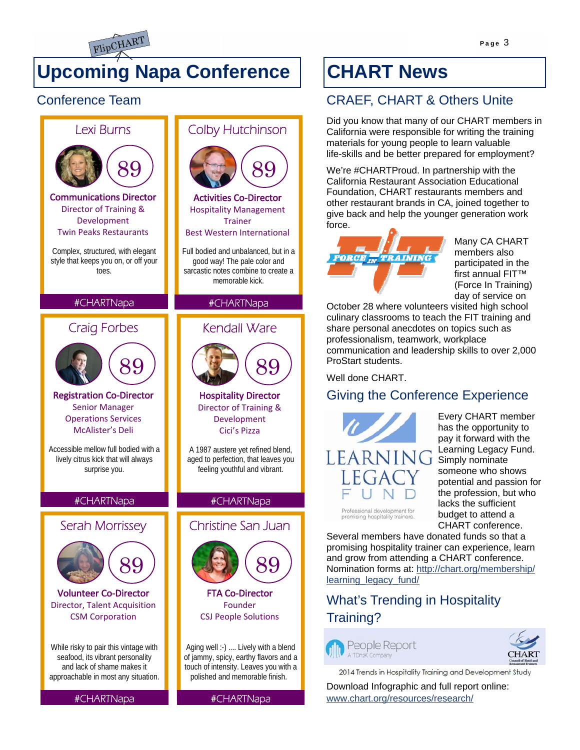FlipCHART

# Upcoming Napa Conference

## Conference Team

### Lexi Burns

89

**Communications Director**
Director of Training & Development
Twin Peaks Restaurants

Complex, structured, with elegant style that keeps you on, or off your toes.

#CHARTNapa

### Colby Hutchinson

89

**Activities Co-Director**
Hospitality Management Trainer
Best Western International

Full bodied and unbalanced, but in a good way! The pale color and sarcastic notes combine to create a memorable kick.

#CHARTNapa

### Craig Forbes

89

**Registration Co-Director**
Senior Manager Operations Services
McAlister's Deli

Accessible mellow full bodied with a lively citrus kick that will always surprise you.

#CHARTNapa

### Kendall Ware

89

**Hospitality Director**
Director of Training & Development
Cici's Pizza

A 1987 austere yet refined blend, aged to perfection, that leaves you feeling youthful and vibrant.

#CHARTNapa

### Serah Morrissey

89

**Volunteer Co-Director**
Director, Talent Acquisition
CSM Corporation

While risky to pair this vintage with seafood, its vibrant personality and lack of shame makes it approachable in most any situation.

#CHARTNapa

### Christine San Juan

89

**FTA Co-Director**
Founder
CSJ People Solutions

Aging well :-) .... Lively with a blend of jammy, spicy, earthy flavors and a touch of intensity. Leaves you with a polished and memorable finish.

#CHARTNapa

# CHART News

## CRAEF, CHART & Others Unite

Did you know that many of our CHART members in California were responsible for writing the training materials for young people to learn valuable life-skills and be better prepared for employment?

We're #CHARTProud. In partnership with the California Restaurant Association Educational Foundation, CHART restaurants members and other restaurant brands in CA, joined together to give back and help the younger generation work force.

FORCE IN TRAINING

Many CA CHART members also participated in the first annual FIT™ (Force In Training) day of service on October 28 where volunteers visited high school culinary classrooms to teach the FIT training and share personal anecdotes on topics such as professionalism, teamwork, workplace communication and leadership skills to over 2,000 ProStart students.

Well done CHART.

## Giving the Conference Experience

LEARNING LEGACY FUND
Professional development for promising hospitality trainers.

Every CHART member has the opportunity to pay it forward with the Learning Legacy Fund. Simply nominate someone who shows potential and passion for the profession, but who lacks the sufficient budget to attend a CHART conference. Several members have donated funds so that a promising hospitality trainer can experience, learn and grow from attending a CHART conference. Nomination forms at: http://chart.org/membership/learning_legacy_fund/

## What's Trending in Hospitality Training?

People Report A TDn2K Company — CHART Council of Hotel and Restaurant Trainers

2014 Trends in Hospitality Training and Development Study

Download Infographic and full report online: www.chart.org/resources/research/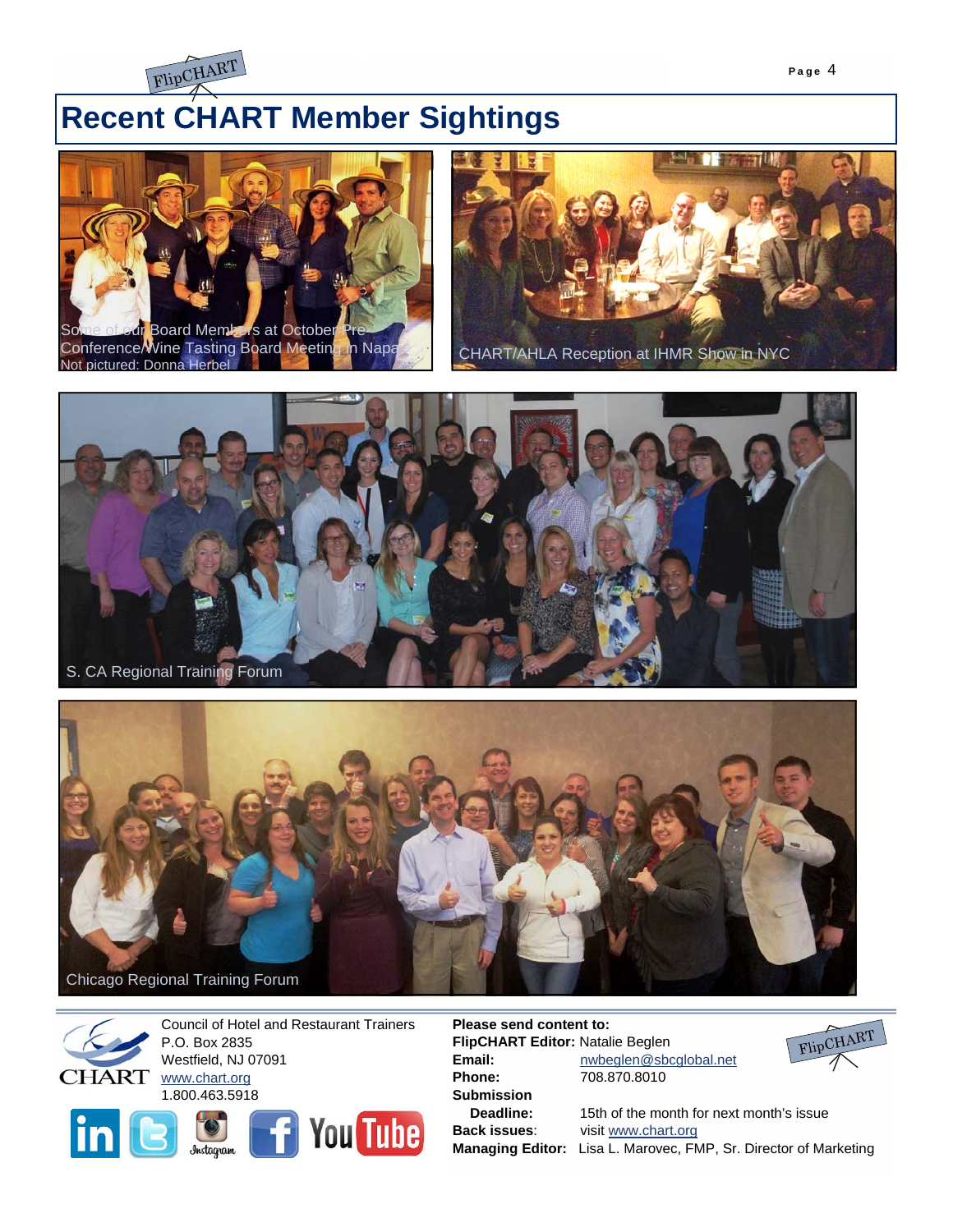# Recent CHART Member Sightings

Some of our Board Members at October Pre Conference/Wine Tasting Board Meeting in Napa
Not pictured: Donna Herbel

CHART/AHLA Reception at IHMR Show in NYC

S. CA Regional Training Forum

Chicago Regional Training Forum

Council of Hotel and Restaurant Trainers
P.O. Box 2835
Westfield, NJ 07091
www.chart.org
1.800.463.5918

**Please send content to:**
**FlipCHART Editor:** Natalie Beglen
**Email:** nwbeglen@sbcglobal.net
**Phone:** 708.870.8010
**Submission Deadline:** 15th of the month for next month's issue
**Back issues**: visit www.chart.org
**Managing Editor:** Lisa L. Marovec, FMP, Sr. Director of Marketing